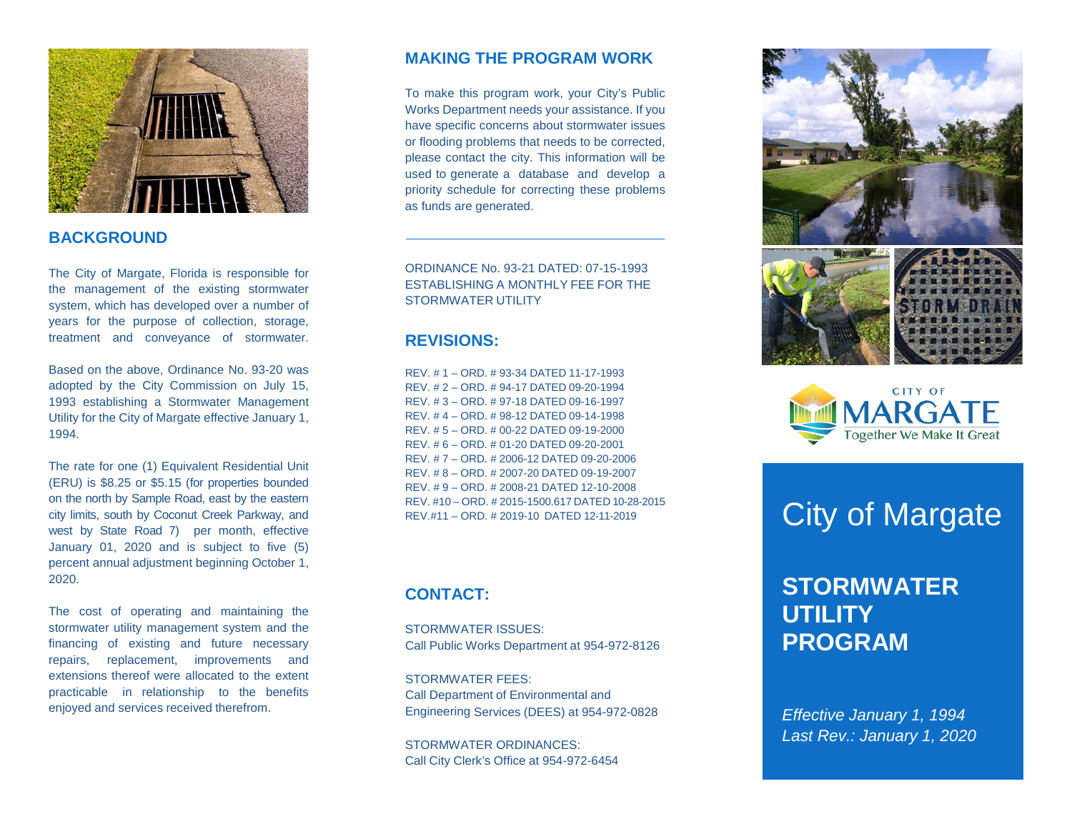## BACKGROUND

The City of Margate, Florida is responsible for the management of the existing stormwater system, which has developed over a number of years for the purpose of collection, storage, treatment and conveyance of stormwater.

Based on the above, Ordinance No. 93-20 was adopted by the City Commission on July 15, 1993 establishing a Stormwater Management Utility for the City of Margate effective January 1, 1994.

The rate for one (1) Equivalent Residential Unit (ERU) is $8.25 or $5.15 (for properties bounded on the north by Sample Road, east by the eastern city limits, south by Coconut Creek Parkway, and west by State Road 7) per month, effective January 01, 2020 and is subject to five (5) percent annual adjustment beginning October 1, 2020.

The cost of operating and maintaining the stormwater utility management system and the financing of existing and future necessary repairs, replacement, improvements and extensions thereof were allocated to the extent practicable in relationship to the benefits enjoyed and services received therefrom.

## MAKING THE PROGRAM WORK

To make this program work, your City's Public Works Department needs your assistance. If you have specific concerns about stormwater issues or flooding problems that needs to be corrected, please contact the city. This information will be used to generate a database and develop a priority schedule for correcting these problems as funds are generated.

---

ORDINANCE No. 93-21 DATED: 07-15-1993 ESTABLISHING A MONTHLY FEE FOR THE STORMWATER UTILITY

## REVISIONS:

REV. # 1 – ORD. # 93-34 DATED 11-17-1993
REV. # 2 – ORD. # 94-17 DATED 09-20-1994
REV. # 3 – ORD. # 97-18 DATED 09-16-1997
REV. # 4 – ORD. # 98-12 DATED 09-14-1998
REV. # 5 – ORD. # 00-22 DATED 09-19-2000
REV. # 6 – ORD. # 01-20 DATED 09-20-2001
REV. # 7 – ORD. # 2006-12 DATED 09-20-2006
REV. # 8 – ORD. # 2007-20 DATED 09-19-2007
REV. # 9 – ORD. # 2008-21 DATED 12-10-2008
REV. #10 – ORD. # 2015-1500.617 DATED 10-28-2015
REV.#11 – ORD. # 2019-10 DATED 12-11-2019

## CONTACT:

STORMWATER ISSUES:
Call Public Works Department at 954-972-8126

STORMWATER FEES:
Call Department of Environmental and Engineering Services (DEES) at 954-972-0828

STORMWATER ORDINANCES:
Call City Clerk's Office at 954-972-6454

CITY OF MARGATE
Together We Make It Great

# City of Margate

## STORMWATER UTILITY PROGRAM

*Effective January 1, 1994*
*Last Rev.: January 1, 2020*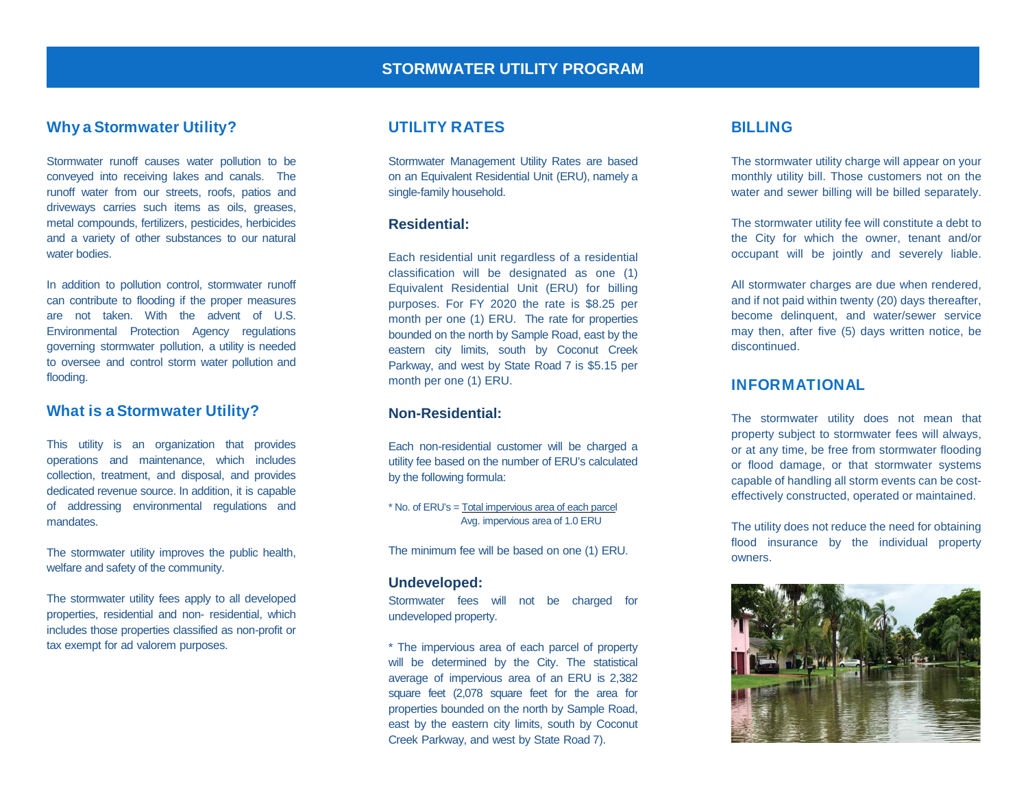# STORMWATER UTILITY PROGRAM

## Why a Stormwater Utility?

Stormwater runoff causes water pollution to be conveyed into receiving lakes and canals. The runoff water from our streets, roofs, patios and driveways carries such items as oils, greases, metal compounds, fertilizers, pesticides, herbicides and a variety of other substances to our natural water bodies.

In addition to pollution control, stormwater runoff can contribute to flooding if the proper measures are not taken. With the advent of U.S. Environmental Protection Agency regulations governing stormwater pollution, a utility is needed to oversee and control storm water pollution and flooding.

## What is a Stormwater Utility?

This utility is an organization that provides operations and maintenance, which includes collection, treatment, and disposal, and provides dedicated revenue source. In addition, it is capable of addressing environmental regulations and mandates.

The stormwater utility improves the public health, welfare and safety of the community.

The stormwater utility fees apply to all developed properties, residential and non- residential, which includes those properties classified as non-profit or tax exempt for ad valorem purposes.

## UTILITY RATES

Stormwater Management Utility Rates are based on an Equivalent Residential Unit (ERU), namely a single-family household.

### Residential:

Each residential unit regardless of a residential classification will be designated as one (1) Equivalent Residential Unit (ERU) for billing purposes. For FY 2020 the rate is $8.25 per month per one (1) ERU. The rate for properties bounded on the north by Sample Road, east by the eastern city limits, south by Coconut Creek Parkway, and west by State Road 7 is $5.15 per month per one (1) ERU.

### Non-Residential:

Each non-residential customer will be charged a utility fee based on the number of ERU's calculated by the following formula:

$$\text{* No. of ERU's} = \frac{\text{Total impervious area of each parcel}}{\text{Avg. impervious area of 1.0 ERU}}$$

The minimum fee will be based on one (1) ERU.

### Undeveloped:

Stormwater fees will not be charged for undeveloped property.

* The impervious area of each parcel of property will be determined by the City. The statistical average of impervious area of an ERU is 2,382 square feet (2,078 square feet for the area for properties bounded on the north by Sample Road, east by the eastern city limits, south by Coconut Creek Parkway, and west by State Road 7).

## BILLING

The stormwater utility charge will appear on your monthly utility bill. Those customers not on the water and sewer billing will be billed separately.

The stormwater utility fee will constitute a debt to the City for which the owner, tenant and/or occupant will be jointly and severely liable.

All stormwater charges are due when rendered, and if not paid within twenty (20) days thereafter, become delinquent, and water/sewer service may then, after five (5) days written notice, be discontinued.

## INFORMATIONAL

The stormwater utility does not mean that property subject to stormwater fees will always, or at any time, be free from stormwater flooding or flood damage, or that stormwater systems capable of handling all storm events can be cost-effectively constructed, operated or maintained.

The utility does not reduce the need for obtaining flood insurance by the individual property owners.